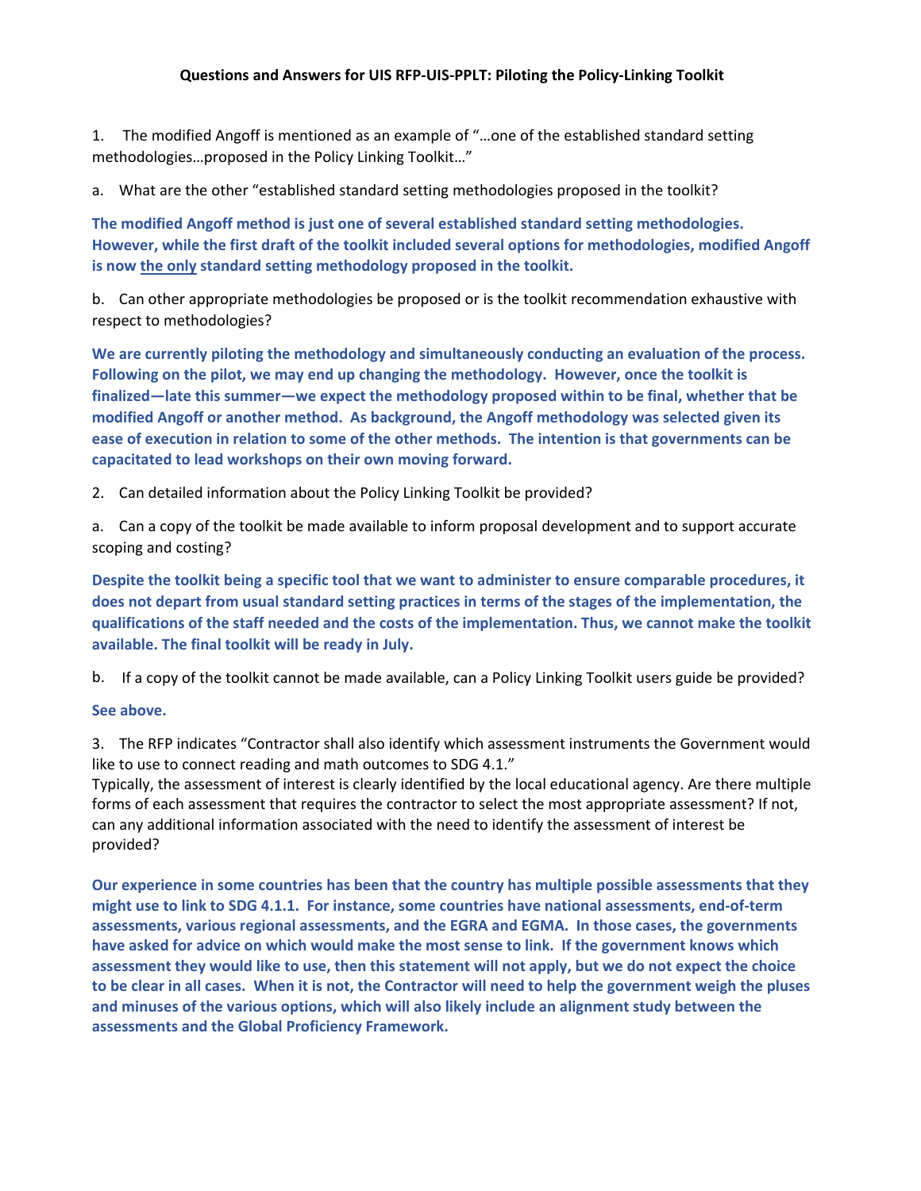**Questions and Answers for UIS RFP-UIS-PPLT: Piloting the Policy-Linking Toolkit**

1. The modified Angoff is mentioned as an example of "…one of the established standard setting methodologies…proposed in the Policy Linking Toolkit…"

a. What are the other "established standard setting methodologies proposed in the toolkit?

**The modified Angoff method is just one of several established standard setting methodologies. However, while the first draft of the toolkit included several options for methodologies, modified Angoff is now <u>the only</u> standard setting methodology proposed in the toolkit.**

b. Can other appropriate methodologies be proposed or is the toolkit recommendation exhaustive with respect to methodologies?

**We are currently piloting the methodology and simultaneously conducting an evaluation of the process. Following on the pilot, we may end up changing the methodology. However, once the toolkit is finalized—late this summer—we expect the methodology proposed within to be final, whether that be modified Angoff or another method. As background, the Angoff methodology was selected given its ease of execution in relation to some of the other methods. The intention is that governments can be capacitated to lead workshops on their own moving forward.**

2. Can detailed information about the Policy Linking Toolkit be provided?

a. Can a copy of the toolkit be made available to inform proposal development and to support accurate scoping and costing?

**Despite the toolkit being a specific tool that we want to administer to ensure comparable procedures, it does not depart from usual standard setting practices in terms of the stages of the implementation, the qualifications of the staff needed and the costs of the implementation. Thus, we cannot make the toolkit available. The final toolkit will be ready in July.**

b. If a copy of the toolkit cannot be made available, can a Policy Linking Toolkit users guide be provided?

**See above.**

3. The RFP indicates "Contractor shall also identify which assessment instruments the Government would like to use to connect reading and math outcomes to SDG 4.1."
Typically, the assessment of interest is clearly identified by the local educational agency. Are there multiple forms of each assessment that requires the contractor to select the most appropriate assessment? If not, can any additional information associated with the need to identify the assessment of interest be provided?

**Our experience in some countries has been that the country has multiple possible assessments that they might use to link to SDG 4.1.1. For instance, some countries have national assessments, end-of-term assessments, various regional assessments, and the EGRA and EGMA. In those cases, the governments have asked for advice on which would make the most sense to link. If the government knows which assessment they would like to use, then this statement will not apply, but we do not expect the choice to be clear in all cases. When it is not, the Contractor will need to help the government weigh the pluses and minuses of the various options, which will also likely include an alignment study between the assessments and the Global Proficiency Framework.**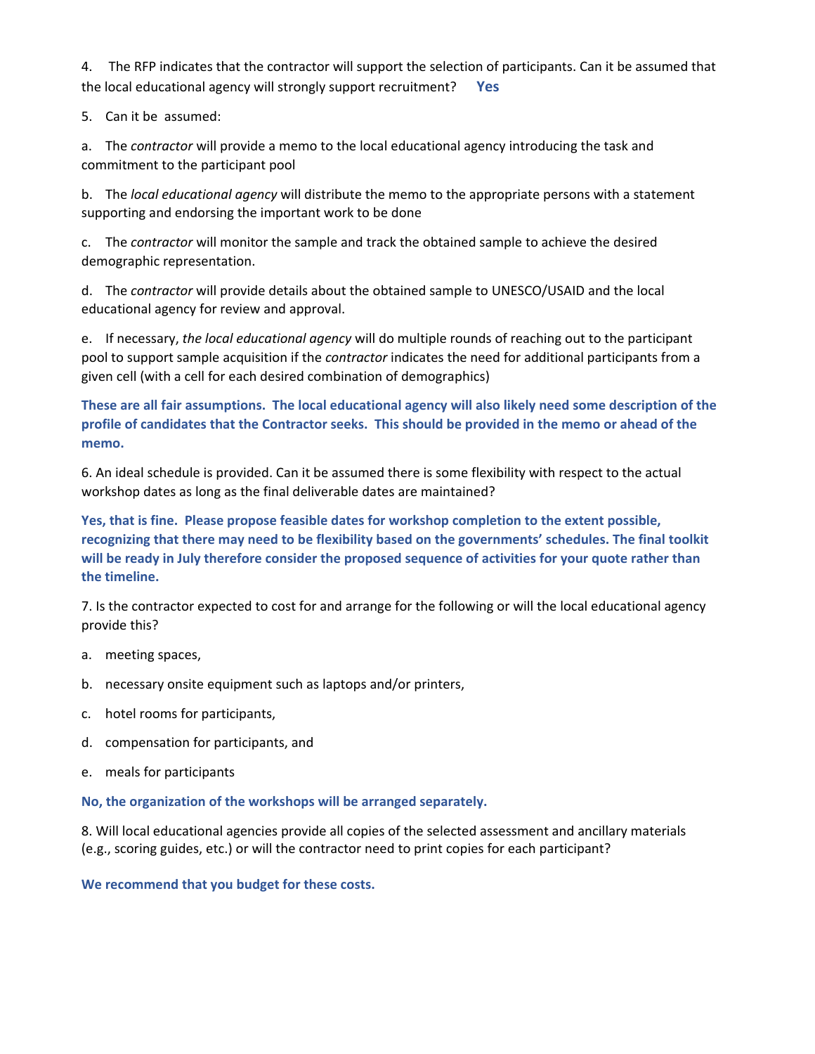4. The RFP indicates that the contractor will support the selection of participants. Can it be assumed that the local educational agency will strongly support recruitment? **Yes**

5. Can it be assumed:

a. The *contractor* will provide a memo to the local educational agency introducing the task and commitment to the participant pool

b. The *local educational agency* will distribute the memo to the appropriate persons with a statement supporting and endorsing the important work to be done

c. The *contractor* will monitor the sample and track the obtained sample to achieve the desired demographic representation.

d. The *contractor* will provide details about the obtained sample to UNESCO/USAID and the local educational agency for review and approval.

e. If necessary, *the local educational agency* will do multiple rounds of reaching out to the participant pool to support sample acquisition if the *contractor* indicates the need for additional participants from a given cell (with a cell for each desired combination of demographics)

**These are all fair assumptions. The local educational agency will also likely need some description of the profile of candidates that the Contractor seeks. This should be provided in the memo or ahead of the memo.**

6. An ideal schedule is provided. Can it be assumed there is some flexibility with respect to the actual workshop dates as long as the final deliverable dates are maintained?

**Yes, that is fine. Please propose feasible dates for workshop completion to the extent possible, recognizing that there may need to be flexibility based on the governments' schedules. The final toolkit will be ready in July therefore consider the proposed sequence of activities for your quote rather than the timeline.**

7. Is the contractor expected to cost for and arrange for the following or will the local educational agency provide this?

a. meeting spaces,

b. necessary onsite equipment such as laptops and/or printers,

c. hotel rooms for participants,

d. compensation for participants, and

e. meals for participants

**No, the organization of the workshops will be arranged separately.**

8. Will local educational agencies provide all copies of the selected assessment and ancillary materials (e.g., scoring guides, etc.) or will the contractor need to print copies for each participant?

**We recommend that you budget for these costs.**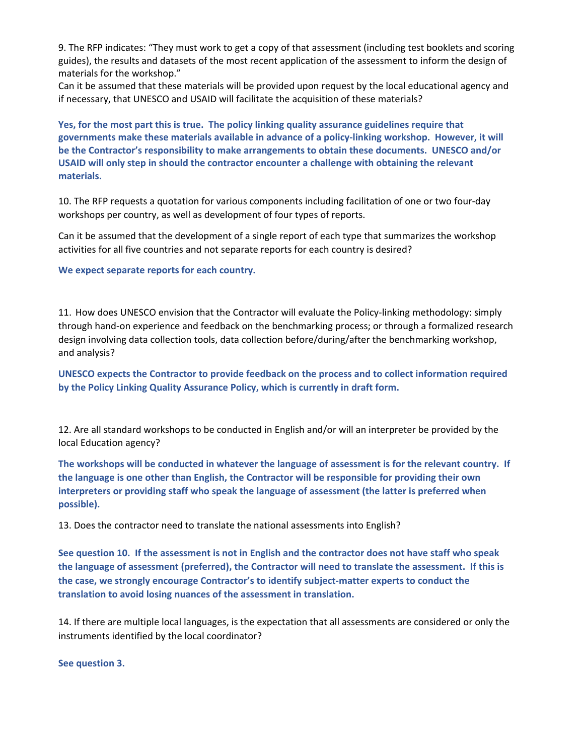9. The RFP indicates: "They must work to get a copy of that assessment (including test booklets and scoring guides), the results and datasets of the most recent application of the assessment to inform the design of materials for the workshop."

Can it be assumed that these materials will be provided upon request by the local educational agency and if necessary, that UNESCO and USAID will facilitate the acquisition of these materials?

**Yes, for the most part this is true. The policy linking quality assurance guidelines require that governments make these materials available in advance of a policy-linking workshop. However, it will be the Contractor's responsibility to make arrangements to obtain these documents. UNESCO and/or USAID will only step in should the contractor encounter a challenge with obtaining the relevant materials.**

10. The RFP requests a quotation for various components including facilitation of one or two four-day workshops per country, as well as development of four types of reports.

Can it be assumed that the development of a single report of each type that summarizes the workshop activities for all five countries and not separate reports for each country is desired?

**We expect separate reports for each country.**

11. How does UNESCO envision that the Contractor will evaluate the Policy-linking methodology: simply through hand-on experience and feedback on the benchmarking process; or through a formalized research design involving data collection tools, data collection before/during/after the benchmarking workshop, and analysis?

**UNESCO expects the Contractor to provide feedback on the process and to collect information required by the Policy Linking Quality Assurance Policy, which is currently in draft form.**

12. Are all standard workshops to be conducted in English and/or will an interpreter be provided by the local Education agency?

**The workshops will be conducted in whatever the language of assessment is for the relevant country. If the language is one other than English, the Contractor will be responsible for providing their own interpreters or providing staff who speak the language of assessment (the latter is preferred when possible).**

13. Does the contractor need to translate the national assessments into English?

**See question 10. If the assessment is not in English and the contractor does not have staff who speak the language of assessment (preferred), the Contractor will need to translate the assessment. If this is the case, we strongly encourage Contractor's to identify subject-matter experts to conduct the translation to avoid losing nuances of the assessment in translation.**

14. If there are multiple local languages, is the expectation that all assessments are considered or only the instruments identified by the local coordinator?

**See question 3.**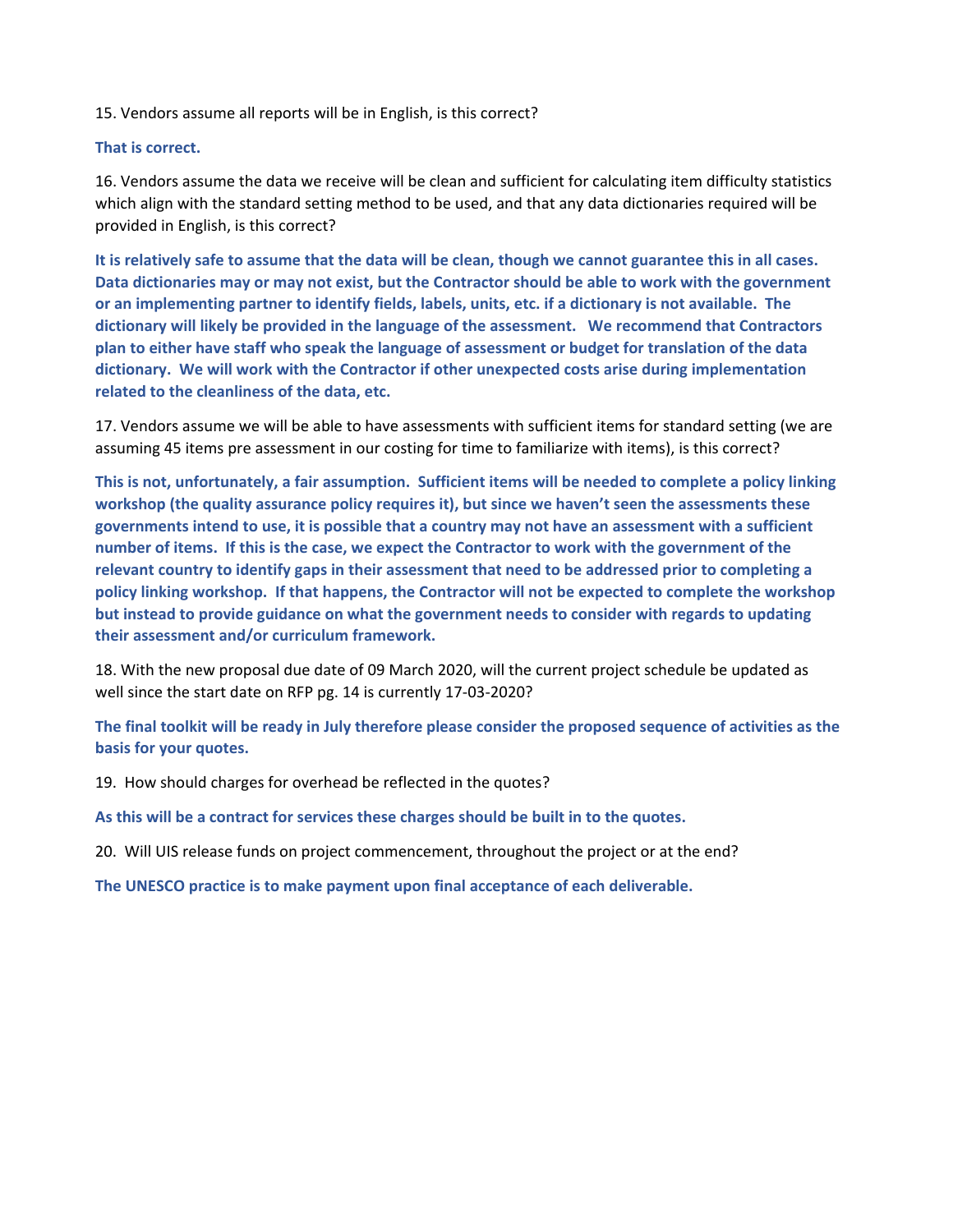15. Vendors assume all reports will be in English, is this correct?

**That is correct.**

16. Vendors assume the data we receive will be clean and sufficient for calculating item difficulty statistics which align with the standard setting method to be used, and that any data dictionaries required will be provided in English, is this correct?

**It is relatively safe to assume that the data will be clean, though we cannot guarantee this in all cases. Data dictionaries may or may not exist, but the Contractor should be able to work with the government or an implementing partner to identify fields, labels, units, etc. if a dictionary is not available. The dictionary will likely be provided in the language of the assessment. We recommend that Contractors plan to either have staff who speak the language of assessment or budget for translation of the data dictionary. We will work with the Contractor if other unexpected costs arise during implementation related to the cleanliness of the data, etc.**

17. Vendors assume we will be able to have assessments with sufficient items for standard setting (we are assuming 45 items pre assessment in our costing for time to familiarize with items), is this correct?

**This is not, unfortunately, a fair assumption. Sufficient items will be needed to complete a policy linking workshop (the quality assurance policy requires it), but since we haven't seen the assessments these governments intend to use, it is possible that a country may not have an assessment with a sufficient number of items. If this is the case, we expect the Contractor to work with the government of the relevant country to identify gaps in their assessment that need to be addressed prior to completing a policy linking workshop. If that happens, the Contractor will not be expected to complete the workshop but instead to provide guidance on what the government needs to consider with regards to updating their assessment and/or curriculum framework.**

18. With the new proposal due date of 09 March 2020, will the current project schedule be updated as well since the start date on RFP pg. 14 is currently 17-03-2020?

**The final toolkit will be ready in July therefore please consider the proposed sequence of activities as the basis for your quotes.**

19. How should charges for overhead be reflected in the quotes?

**As this will be a contract for services these charges should be built in to the quotes.**

20. Will UIS release funds on project commencement, throughout the project or at the end?

**The UNESCO practice is to make payment upon final acceptance of each deliverable.**